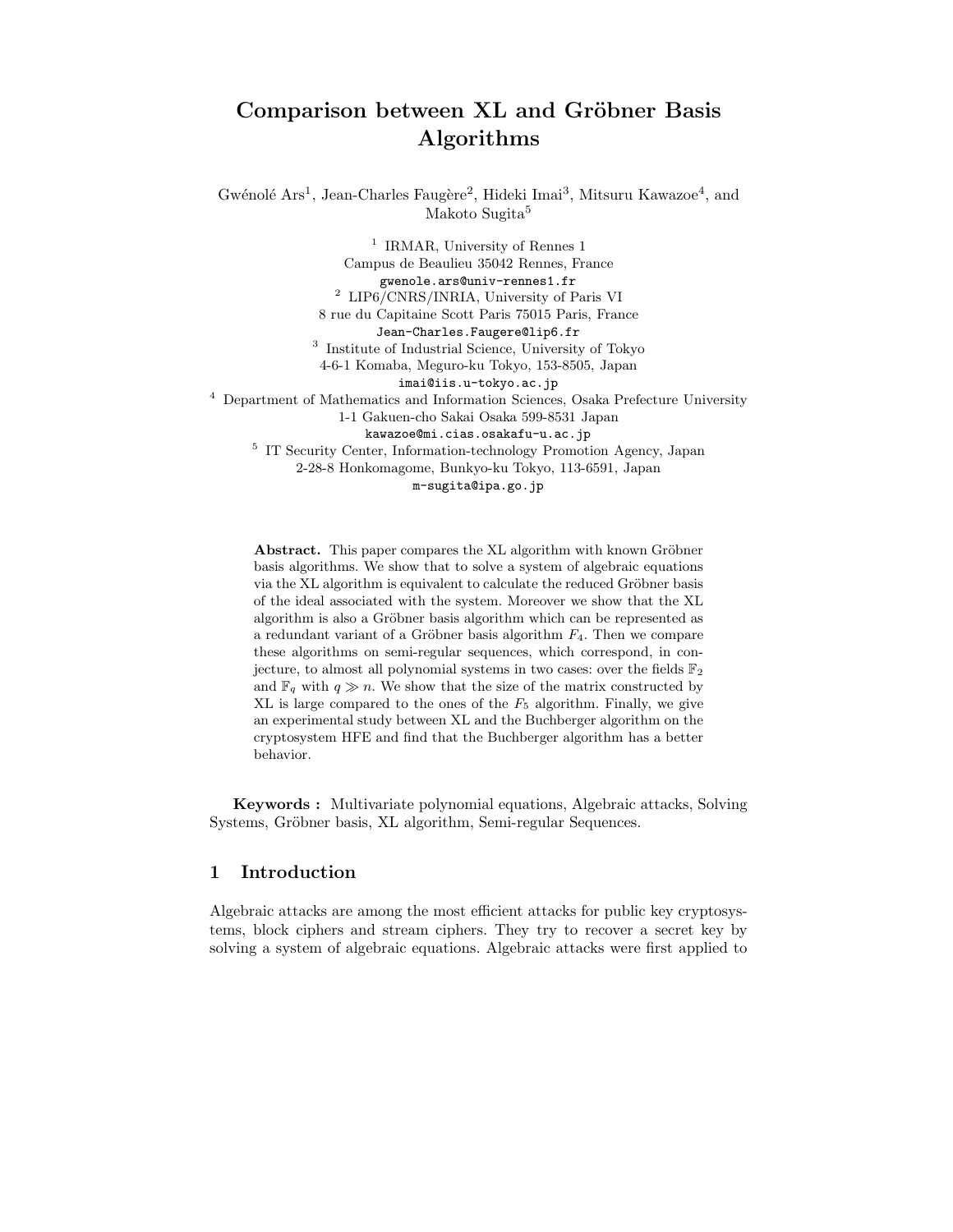# Comparison between XL and Gröbner Basis Algorithms

Gwénolé Ars[1], Jean-Charles Faugère[2], Hideki Imai[3], Mitsuru Kawazoe[4], and Makoto Sugita[5]

[1] IRMAR, University of Rennes 1
Campus de Beaulieu 35042 Rennes, France
gwenole.ars@univ-rennes1.fr

[2] LIP6/CNRS/INRIA, University of Paris VI
8 rue du Capitaine Scott Paris 75015 Paris, France
Jean-Charles.Faugere@lip6.fr

[3] Institute of Industrial Science, University of Tokyo
4-6-1 Komaba, Meguro-ku Tokyo, 153-8505, Japan
imai@iis.u-tokyo.ac.jp

[4] Department of Mathematics and Information Sciences, Osaka Prefecture University
1-1 Gakuen-cho Sakai Osaka 599-8531 Japan
kawazoe@mi.cias.osakafu-u.ac.jp

[5] IT Security Center, Information-technology Promotion Agency, Japan
2-28-8 Honkomagome, Bunkyo-ku Tokyo, 113-6591, Japan
m-sugita@ipa.go.jp

**Abstract.** This paper compares the XL algorithm with known Gröbner basis algorithms. We show that to solve a system of algebraic equations via the XL algorithm is equivalent to calculate the reduced Gröbner basis of the ideal associated with the system. Moreover we show that the XL algorithm is also a Gröbner basis algorithm which can be represented as a redundant variant of a Gröbner basis algorithm $F_4$. Then we compare these algorithms on semi-regular sequences, which correspond, in conjecture, to almost all polynomial systems in two cases: over the fields $\mathbb{F}_2$ and $\mathbb{F}_q$ with $q \gg n$. We show that the size of the matrix constructed by XL is large compared to the ones of the $F_5$ algorithm. Finally, we give an experimental study between XL and the Buchberger algorithm on the cryptosystem HFE and find that the Buchberger algorithm has a better behavior.

**Keywords :** Multivariate polynomial equations, Algebraic attacks, Solving Systems, Gröbner basis, XL algorithm, Semi-regular Sequences.

## 1 Introduction

Algebraic attacks are among the most efficient attacks for public key cryptosystems, block ciphers and stream ciphers. They try to recover a secret key by solving a system of algebraic equations. Algebraic attacks were first applied to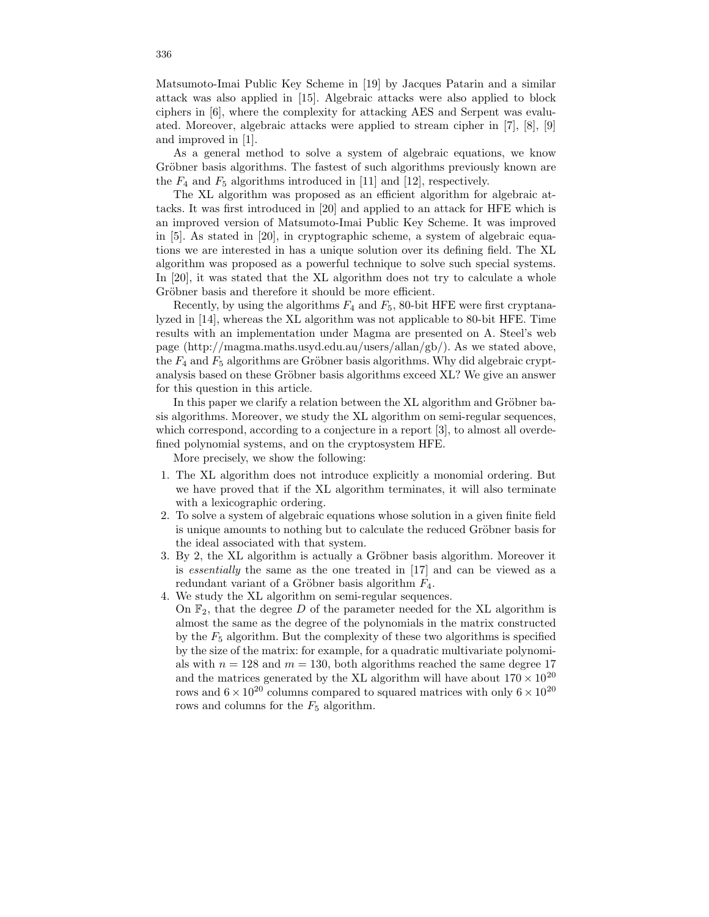Matsumoto-Imai Public Key Scheme in [19] by Jacques Patarin and a similar attack was also applied in [15]. Algebraic attacks were also applied to block ciphers in [6], where the complexity for attacking AES and Serpent was evaluated. Moreover, algebraic attacks were applied to stream cipher in [7], [8], [9] and improved in [1].

As a general method to solve a system of algebraic equations, we know Gröbner basis algorithms. The fastest of such algorithms previously known are the $F_4$ and $F_5$ algorithms introduced in [11] and [12], respectively.

The XL algorithm was proposed as an efficient algorithm for algebraic attacks. It was first introduced in [20] and applied to an attack for HFE which is an improved version of Matsumoto-Imai Public Key Scheme. It was improved in [5]. As stated in [20], in cryptographic scheme, a system of algebraic equations we are interested in has a unique solution over its defining field. The XL algorithm was proposed as a powerful technique to solve such special systems. In [20], it was stated that the XL algorithm does not try to calculate a whole Gröbner basis and therefore it should be more efficient.

Recently, by using the algorithms $F_4$ and $F_5$, 80-bit HFE were first cryptanalyzed in [14], whereas the XL algorithm was not applicable to 80-bit HFE. Time results with an implementation under Magma are presented on A. Steel's web page (http://magma.maths.usyd.edu.au/users/allan/gb/). As we stated above, the $F_4$ and $F_5$ algorithms are Gröbner basis algorithms. Why did algebraic cryptanalysis based on these Gröbner basis algorithms exceed XL? We give an answer for this question in this article.

In this paper we clarify a relation between the XL algorithm and Gröbner basis algorithms. Moreover, we study the XL algorithm on semi-regular sequences, which correspond, according to a conjecture in a report [3], to almost all overdefined polynomial systems, and on the cryptosystem HFE.

More precisely, we show the following:

1. The XL algorithm does not introduce explicitly a monomial ordering. But we have proved that if the XL algorithm terminates, it will also terminate with a lexicographic ordering.
2. To solve a system of algebraic equations whose solution in a given finite field is unique amounts to nothing but to calculate the reduced Gröbner basis for the ideal associated with that system.
3. By 2, the XL algorithm is actually a Gröbner basis algorithm. Moreover it is *essentially* the same as the one treated in [17] and can be viewed as a redundant variant of a Gröbner basis algorithm $F_4$.
4. We study the XL algorithm on semi-regular sequences.
   On $\mathbb{F}_2$, that the degree $D$ of the parameter needed for the XL algorithm is almost the same as the degree of the polynomials in the matrix constructed by the $F_5$ algorithm. But the complexity of these two algorithms is specified by the size of the matrix: for example, for a quadratic multivariate polynomials with $n = 128$ and $m = 130$, both algorithms reached the same degree 17 and the matrices generated by the XL algorithm will have about $170 \times 10^{20}$ rows and $6 \times 10^{20}$ columns compared to squared matrices with only $6 \times 10^{20}$ rows and columns for the $F_5$ algorithm.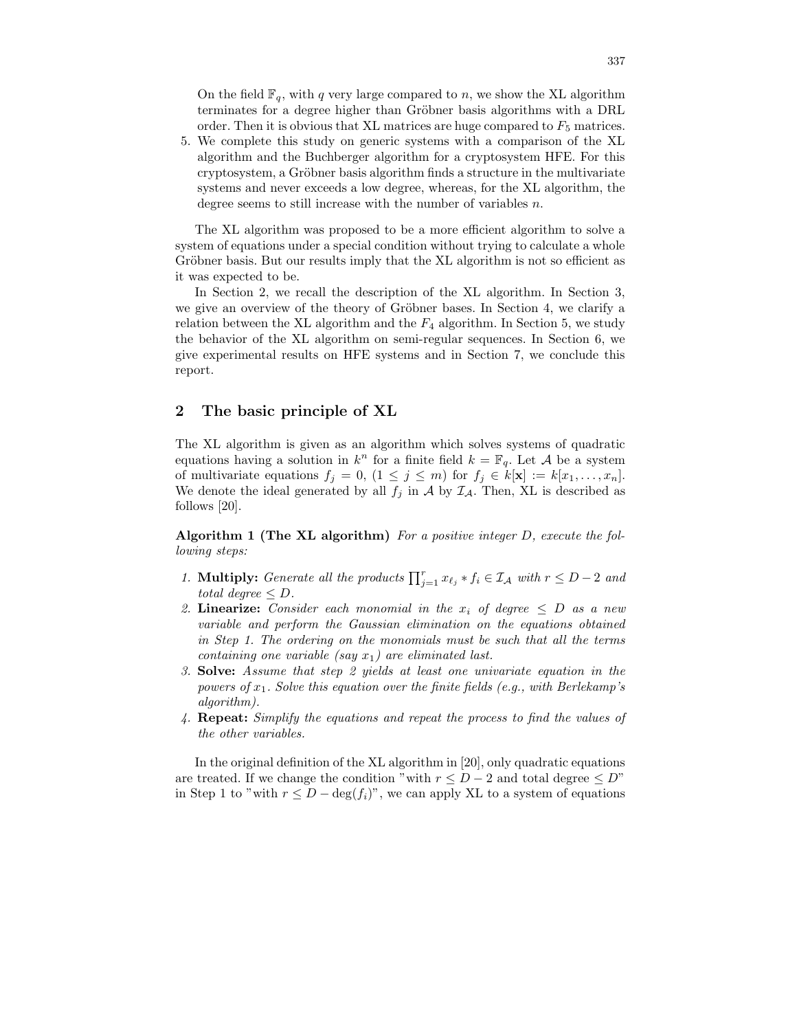On the field $\mathbb{F}_q$, with $q$ very large compared to $n$, we show the XL algorithm terminates for a degree higher than Gröbner basis algorithms with a DRL order. Then it is obvious that XL matrices are huge compared to $F_5$ matrices.

5. We complete this study on generic systems with a comparison of the XL algorithm and the Buchberger algorithm for a cryptosystem HFE. For this cryptosystem, a Gröbner basis algorithm finds a structure in the multivariate systems and never exceeds a low degree, whereas, for the XL algorithm, the degree seems to still increase with the number of variables $n$.

The XL algorithm was proposed to be a more efficient algorithm to solve a system of equations under a special condition without trying to calculate a whole Gröbner basis. But our results imply that the XL algorithm is not so efficient as it was expected to be.

In Section 2, we recall the description of the XL algorithm. In Section 3, we give an overview of the theory of Gröbner bases. In Section 4, we clarify a relation between the XL algorithm and the $F_4$ algorithm. In Section 5, we study the behavior of the XL algorithm on semi-regular sequences. In Section 6, we give experimental results on HFE systems and in Section 7, we conclude this report.

## 2 The basic principle of XL

The XL algorithm is given as an algorithm which solves systems of quadratic equations having a solution in $k^n$ for a finite field $k = \mathbb{F}_q$. Let $\mathcal{A}$ be a system of multivariate equations $f_j = 0$, $(1 \leq j \leq m)$ for $f_j \in k[\mathbf{x}] := k[x_1, \ldots, x_n]$. We denote the ideal generated by all $f_j$ in $\mathcal{A}$ by $\mathcal{I}_{\mathcal{A}}$. Then, XL is described as follows [20].

**Algorithm 1 (The XL algorithm)** *For a positive integer D, execute the following steps:*

1. **Multiply:** *Generate all the products* $\prod_{j=1}^{r} x_{\ell_j} * f_i \in \mathcal{I}_{\mathcal{A}}$ *with* $r \leq D-2$ *and total degree* $\leq D$.
2. **Linearize:** *Consider each monomial in the* $x_i$ *of degree* $\leq D$ *as a new variable and perform the Gaussian elimination on the equations obtained in Step 1. The ordering on the monomials must be such that all the terms containing one variable (say* $x_1$*) are eliminated last.*
3. **Solve:** *Assume that step 2 yields at least one univariate equation in the powers of* $x_1$*. Solve this equation over the finite fields (e.g., with Berlekamp's algorithm).*
4. **Repeat:** *Simplify the equations and repeat the process to find the values of the other variables.*

In the original definition of the XL algorithm in [20], only quadratic equations are treated. If we change the condition "with $r \leq D-2$ and total degree $\leq D$" in Step 1 to "with $r \leq D - \deg(f_i)$", we can apply XL to a system of equations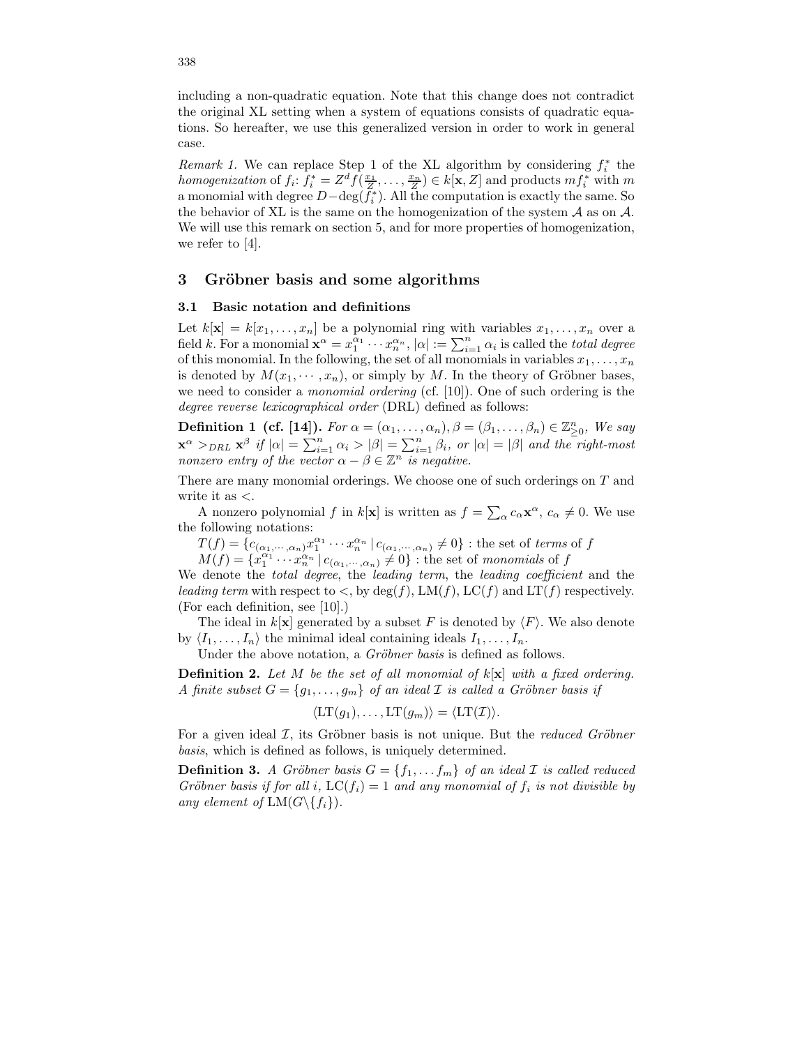including a non-quadratic equation. Note that this change does not contradict the original XL setting when a system of equations consists of quadratic equations. So hereafter, we use this generalized version in order to work in general case.

*Remark 1.* We can replace Step 1 of the XL algorithm by considering $f_i^*$ the *homogenization* of $f_i$: $f_i^* = Z^d f(\frac{x_1}{Z}, \ldots, \frac{x_n}{Z}) \in k[\mathbf{x}, Z]$ and products $mf_i^*$ with $m$ a monomial with degree $D - \deg(f_i^*)$. All the computation is exactly the same. So the behavior of XL is the same on the homogenization of the system $\mathcal{A}$ as on $\mathcal{A}$. We will use this remark on section 5, and for more properties of homogenization, we refer to [4].

## 3 Gröbner basis and some algorithms

### 3.1 Basic notation and definitions

Let $k[\mathbf{x}] = k[x_1, \ldots, x_n]$ be a polynomial ring with variables $x_1, \ldots, x_n$ over a field $k$. For a monomial $\mathbf{x}^\alpha = x_1^{\alpha_1} \cdots x_n^{\alpha_n}$, $|\alpha| := \sum_{i=1}^n \alpha_i$ is called the *total degree* of this monomial. In the following, the set of all monomials in variables $x_1, \ldots, x_n$ is denoted by $M(x_1, \cdots, x_n)$, or simply by $M$. In the theory of Gröbner bases, we need to consider a *monomial ordering* (cf. [10]). One of such ordering is the *degree reverse lexicographical order* (DRL) defined as follows:

**Definition 1 (cf. [14]).** *For $\alpha = (\alpha_1, \ldots, \alpha_n), \beta = (\beta_1, \ldots, \beta_n) \in \mathbb{Z}_{\geq 0}^n$, We say $\mathbf{x}^\alpha >_{DRL} \mathbf{x}^\beta$ if $|\alpha| = \sum_{i=1}^n \alpha_i > |\beta| = \sum_{i=1}^n \beta_i$, or $|\alpha| = |\beta|$ and the right-most nonzero entry of the vector $\alpha - \beta \in \mathbb{Z}^n$ is negative.*

There are many monomial orderings. We choose one of such orderings on $T$ and write it as $<$.

A nonzero polynomial $f$ in $k[\mathbf{x}]$ is written as $f = \sum_\alpha c_\alpha \mathbf{x}^\alpha$, $c_\alpha \neq 0$. We use the following notations:

$T(f) = \{c_{(\alpha_1, \cdots, \alpha_n)} x_1^{\alpha_1} \cdots x_n^{\alpha_n} \mid c_{(\alpha_1, \cdots, \alpha_n)} \neq 0\}$ : the set of *terms* of $f$

$M(f) = \{x_1^{\alpha_1} \cdots x_n^{\alpha_n} \mid c_{(\alpha_1, \cdots, \alpha_n)} \neq 0\}$ : the set of *monomials* of $f$

We denote the *total degree*, the *leading term*, the *leading coefficient* and the *leading term* with respect to $<$, by $\deg(f)$, $\mathrm{LM}(f)$, $\mathrm{LC}(f)$ and $\mathrm{LT}(f)$ respectively. (For each definition, see [10].)

The ideal in $k[\mathbf{x}]$ generated by a subset $F$ is denoted by $\langle F \rangle$. We also denote by $\langle I_1, \ldots, I_n \rangle$ the minimal ideal containing ideals $I_1, \ldots, I_n$.

Under the above notation, a *Gröbner basis* is defined as follows.

**Definition 2.** *Let $M$ be the set of all monomial of $k[\mathbf{x}]$ with a fixed ordering. A finite subset $G = \{g_1, \ldots, g_m\}$ of an ideal $\mathcal{I}$ is called a Gröbner basis if*

$$\langle \mathrm{LT}(g_1), \ldots, \mathrm{LT}(g_m) \rangle = \langle \mathrm{LT}(\mathcal{I}) \rangle.$$

For a given ideal $\mathcal{I}$, its Gröbner basis is not unique. But the *reduced Gröbner basis*, which is defined as follows, is uniquely determined.

**Definition 3.** *A Gröbner basis $G = \{f_1, \ldots f_m\}$ of an ideal $\mathcal{I}$ is called reduced Gröbner basis if for all $i$, $\mathrm{LC}(f_i) = 1$ and any monomial of $f_i$ is not divisible by any element of $\mathrm{LM}(G \backslash \{f_i\})$.*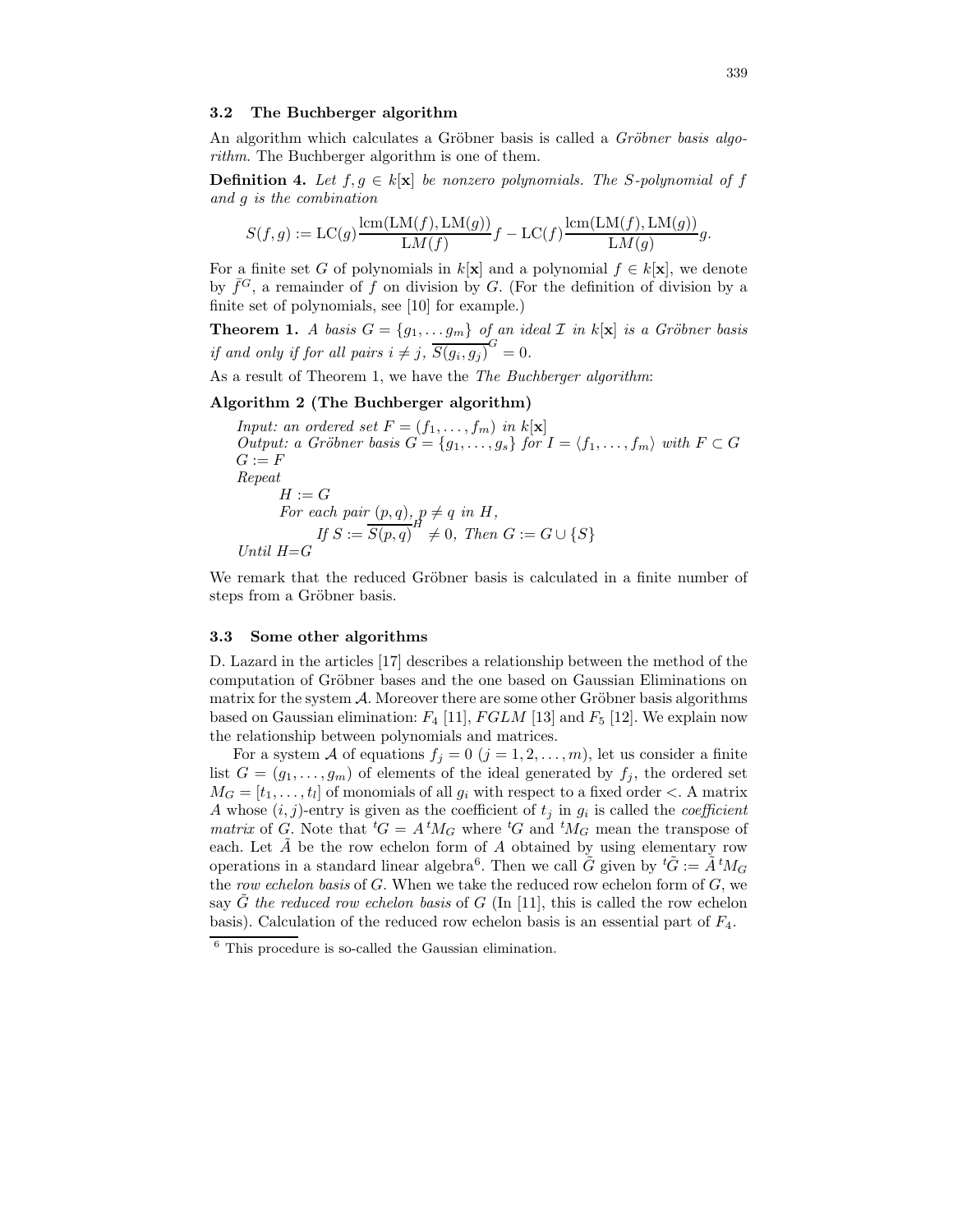### 3.2 The Buchberger algorithm

An algorithm which calculates a Gröbner basis is called a *Gröbner basis algorithm*. The Buchberger algorithm is one of them.

**Definition 4.** *Let $f, g \in k[\mathbf{x}]$ be nonzero polynomials. The S-polynomial of $f$ and $g$ is the combination*

$$S(f,g) := \mathrm{LC}(g)\frac{\mathrm{lcm}(\mathrm{LM}(f),\mathrm{LM}(g))}{\mathrm{LM}(f)}f - \mathrm{LC}(f)\frac{\mathrm{lcm}(\mathrm{LM}(f),\mathrm{LM}(g))}{\mathrm{LM}(g)}g.$$

For a finite set $G$ of polynomials in $k[\mathbf{x}]$ and a polynomial $f \in k[\mathbf{x}]$, we denote by $\bar{f}^G$, a remainder of $f$ on division by $G$. (For the definition of division by a finite set of polynomials, see [10] for example.)

**Theorem 1.** *A basis $G = \{g_1, \dots g_m\}$ of an ideal $\mathcal{I}$ in $k[\mathbf{x}]$ is a Gröbner basis if and only if for all pairs $i \neq j$, $\overline{S(g_i, g_j)}^G = 0$.*

As a result of Theorem 1, we have the *The Buchberger algorithm*:

**Algorithm 2 (The Buchberger algorithm)**

*Input: an ordered set $F = (f_1, \dots, f_m)$ in $k[\mathbf{x}]$*
*Output: a Gröbner basis $G = \{g_1, \dots, g_s\}$ for $I = \langle f_1, \dots, f_m \rangle$ with $F \subset G$*
$G := F$
*Repeat*
  $H := G$
  *For each pair $(p, q)$, $p \neq q$ in $H$,*
    *If $S := \overline{S(p,q)}^H \neq 0$, Then $G := G \cup \{S\}$*
*Until H=G*

We remark that the reduced Gröbner basis is calculated in a finite number of steps from a Gröbner basis.

### 3.3 Some other algorithms

D. Lazard in the articles [17] describes a relationship between the method of the computation of Gröbner bases and the one based on Gaussian Eliminations on matrix for the system $\mathcal{A}$. Moreover there are some other Gröbner basis algorithms based on Gaussian elimination: $F_4$ [11], $FGLM$ [13] and $F_5$ [12]. We explain now the relationship between polynomials and matrices.

For a system $\mathcal{A}$ of equations $f_j = 0$ $(j = 1, 2, \dots, m)$, let us consider a finite list $G = (g_1, \dots, g_m)$ of elements of the ideal generated by $f_j$, the ordered set $M_G = [t_1, \dots, t_l]$ of monomials of all $g_i$ with respect to a fixed order $<$. A matrix $A$ whose $(i, j)$-entry is given as the coefficient of $t_j$ in $g_i$ is called the *coefficient matrix* of $G$. Note that ${}^tG = A\,{}^tM_G$ where ${}^tG$ and ${}^tM_G$ mean the transpose of each. Let $\tilde{A}$ be the row echelon form of $A$ obtained by using elementary row operations in a standard linear algebra[6]. Then we call $\tilde{G}$ given by ${}^t\tilde{G} := \tilde{A}\,{}^tM_G$ the *row echelon basis* of $G$. When we take the reduced row echelon form of $G$, we say $\tilde{G}$ *the reduced row echelon basis* of $G$ (In [11], this is called the row echelon basis). Calculation of the reduced row echelon basis is an essential part of $F_4$.

[6] This procedure is so-called the Gaussian elimination.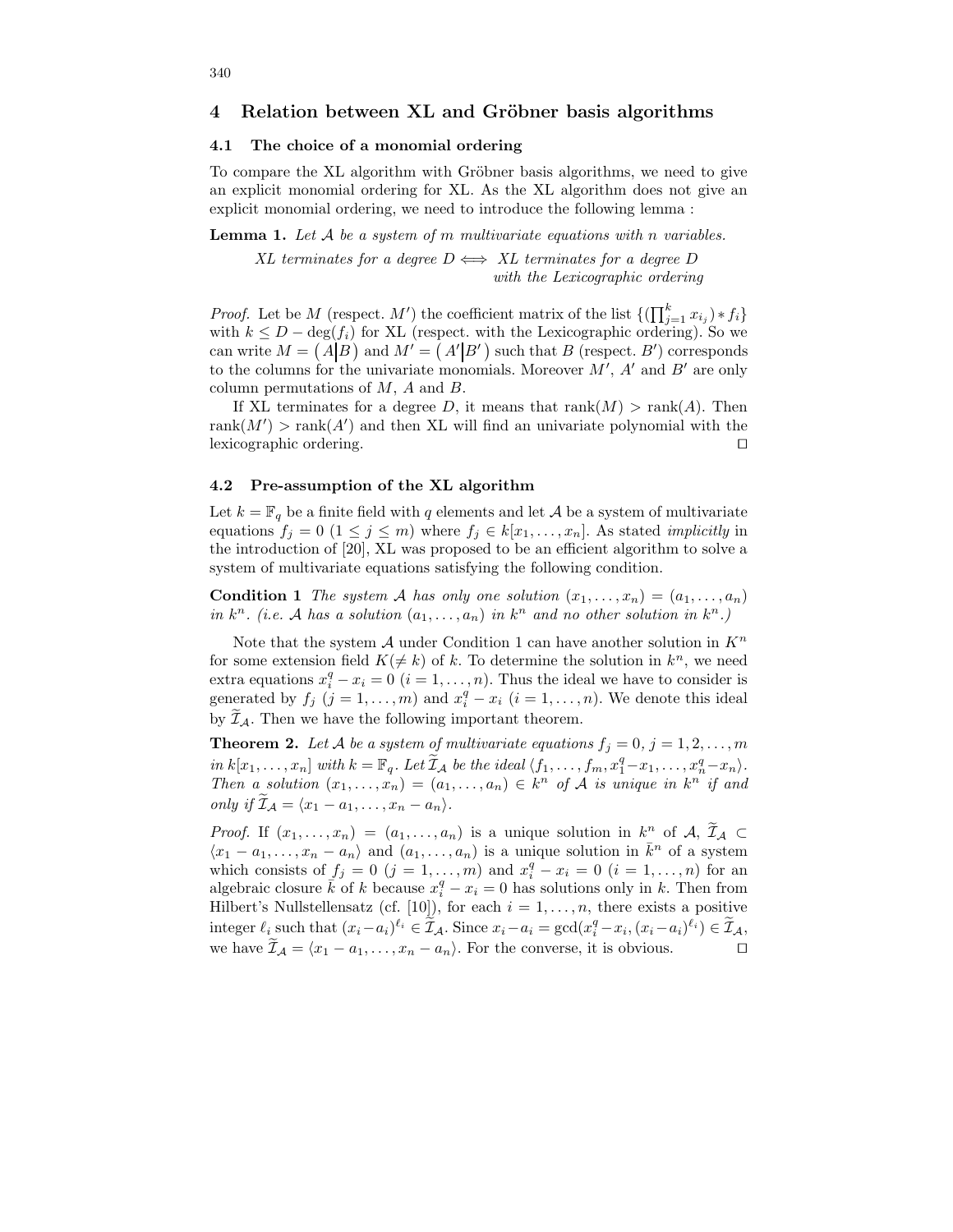## 4 Relation between XL and Gröbner basis algorithms

### 4.1 The choice of a monomial ordering

To compare the XL algorithm with Gröbner basis algorithms, we need to give an explicit monomial ordering for XL. As the XL algorithm does not give an explicit monomial ordering, we need to introduce the following lemma :

**Lemma 1.** *Let $\mathcal{A}$ be a system of $m$ multivariate equations with $n$ variables.*

$$\text{XL terminates for a degree } D \Longleftrightarrow \text{ XL terminates for a degree } D \text{ with the Lexicographic ordering}$$

*Proof.* Let be $M$ (respect. $M'$) the coefficient matrix of the list $\{(\prod_{j=1}^{k} x_{i_j}) * f_i\}$ with $k \leq D - \deg(f_i)$ for XL (respect. with the Lexicographic ordering). So we can write $M = \left(A \middle| B\right)$ and $M' = \left(A' \middle| B'\right)$ such that $B$ (respect. $B'$) corresponds to the columns for the univariate monomials. Moreover $M'$, $A'$ and $B'$ are only column permutations of $M$, $A$ and $B$.

If XL terminates for a degree $D$, it means that $\mathrm{rank}(M) > \mathrm{rank}(A)$. Then $\mathrm{rank}(M') > \mathrm{rank}(A')$ and then XL will find an univariate polynomial with the lexicographic ordering. ☐

### 4.2 Pre-assumption of the XL algorithm

Let $k = \mathbb{F}_q$ be a finite field with $q$ elements and let $\mathcal{A}$ be a system of multivariate equations $f_j = 0$ ($1 \leq j \leq m$) where $f_j \in k[x_1, \ldots, x_n]$. As stated *implicitly* in the introduction of [20], XL was proposed to be an efficient algorithm to solve a system of multivariate equations satisfying the following condition.

**Condition 1** *The system $\mathcal{A}$ has only one solution $(x_1, \ldots, x_n) = (a_1, \ldots, a_n)$ in $k^n$. (i.e. $\mathcal{A}$ has a solution $(a_1, \ldots, a_n)$ in $k^n$ and no other solution in $k^n$.)*

Note that the system $\mathcal{A}$ under Condition 1 can have another solution in $K^n$ for some extension field $K (\neq k)$ of $k$. To determine the solution in $k^n$, we need extra equations $x_i^q - x_i = 0$ ($i = 1, \ldots, n$). Thus the ideal we have to consider is generated by $f_j$ ($j = 1, \ldots, m$) and $x_i^q - x_i$ ($i = 1, \ldots, n$). We denote this ideal by $\widetilde{\mathcal{I}}_{\mathcal{A}}$. Then we have the following important theorem.

**Theorem 2.** *Let $\mathcal{A}$ be a system of multivariate equations $f_j = 0$, $j = 1, 2, \ldots, m$ in $k[x_1, \ldots, x_n]$ with $k = \mathbb{F}_q$. Let $\widetilde{\mathcal{I}}_{\mathcal{A}}$ be the ideal $\langle f_1, \ldots, f_m, x_1^q - x_1, \ldots, x_n^q - x_n \rangle$. Then a solution $(x_1, \ldots, x_n) = (a_1, \ldots, a_n) \in k^n$ of $\mathcal{A}$ is unique in $k^n$ if and only if $\widetilde{\mathcal{I}}_{\mathcal{A}} = \langle x_1 - a_1, \ldots, x_n - a_n \rangle$.*

*Proof.* If $(x_1, \ldots, x_n) = (a_1, \ldots, a_n)$ is a unique solution in $k^n$ of $\mathcal{A}$, $\widetilde{\mathcal{I}}_{\mathcal{A}} \subset \langle x_1 - a_1, \ldots, x_n - a_n \rangle$ and $(a_1, \ldots, a_n)$ is a unique solution in $\bar{k}^n$ of a system which consists of $f_j = 0$ ($j = 1, \ldots, m$) and $x_i^q - x_i = 0$ ($i = 1, \ldots, n$) for an algebraic closure $\bar{k}$ of $k$ because $x_i^q - x_i = 0$ has solutions only in $k$. Then from Hilbert's Nullstellensatz (cf. [10]), for each $i = 1, \ldots, n$, there exists a positive integer $\ell_i$ such that $(x_i - a_i)^{\ell_i} \in \widetilde{\mathcal{I}}_{\mathcal{A}}$. Since $x_i - a_i = \gcd(x_i^q - x_i, (x_i - a_i)^{\ell_i}) \in \widetilde{\mathcal{I}}_{\mathcal{A}}$, we have $\widetilde{\mathcal{I}}_{\mathcal{A}} = \langle x_1 - a_1, \ldots, x_n - a_n \rangle$. For the converse, it is obvious. ☐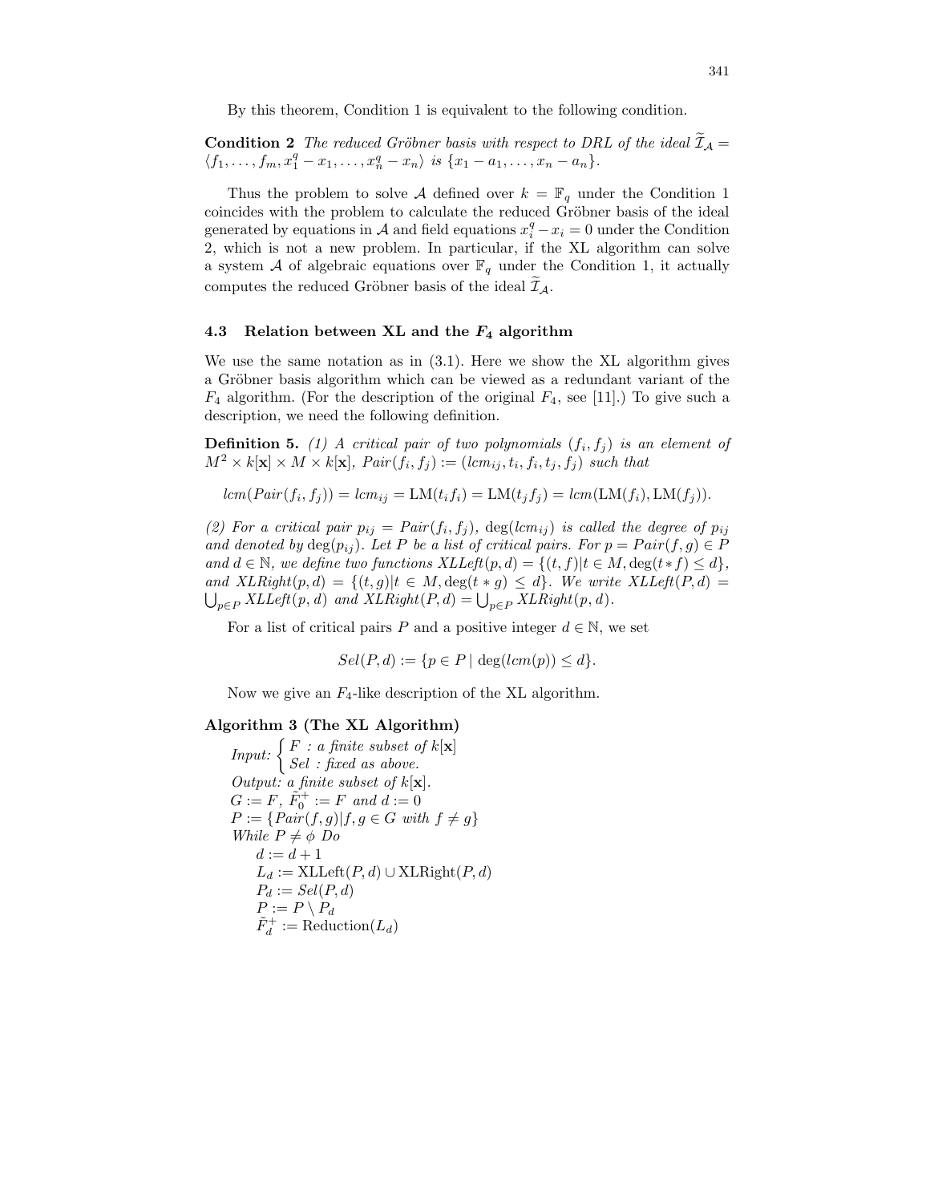By this theorem, Condition 1 is equivalent to the following condition.

**Condition 2** *The reduced Gröbner basis with respect to DRL of the ideal $\widetilde{\mathcal{I}}_{\mathcal{A}} = \langle f_1, \ldots, f_m, x_1^q - x_1, \ldots, x_n^q - x_n \rangle$ is $\{x_1 - a_1, \ldots, x_n - a_n\}$.*

Thus the problem to solve $\mathcal{A}$ defined over $k = \mathbb{F}_q$ under the Condition 1 coincides with the problem to calculate the reduced Gröbner basis of the ideal generated by equations in $\mathcal{A}$ and field equations $x_i^q - x_i = 0$ under the Condition 2, which is not a new problem. In particular, if the XL algorithm can solve a system $\mathcal{A}$ of algebraic equations over $\mathbb{F}_q$ under the Condition 1, it actually computes the reduced Gröbner basis of the ideal $\widetilde{\mathcal{I}}_{\mathcal{A}}$.

### 4.3 Relation between XL and the $F_4$ algorithm

We use the same notation as in (3.1). Here we show the XL algorithm gives a Gröbner basis algorithm which can be viewed as a redundant variant of the $F_4$ algorithm. (For the description of the original $F_4$, see [11].) To give such a description, we need the following definition.

**Definition 5.** *(1) A critical pair of two polynomials $(f_i, f_j)$ is an element of $M^2 \times k[\mathbf{x}] \times M \times k[\mathbf{x}]$, $Pair(f_i, f_j) := (lcm_{ij}, t_i, f_i, t_j, f_j)$ such that*

$$lcm(Pair(f_i, f_j)) = lcm_{ij} = \mathrm{LM}(t_i f_i) = \mathrm{LM}(t_j f_j) = lcm(\mathrm{LM}(f_i), \mathrm{LM}(f_j)).$$

*(2) For a critical pair $p_{ij} = Pair(f_i, f_j)$, $\deg(lcm_{ij})$ is called the degree of $p_{ij}$ and denoted by $\deg(p_{ij})$. Let $P$ be a list of critical pairs. For $p = Pair(f, g) \in P$ and $d \in \mathbb{N}$, we define two functions $XLLeft(p, d) = \{(t, f) | t \in M, \deg(t * f) \leq d\}$, and $XLRight(p, d) = \{(t, g) | t \in M, \deg(t * g) \leq d\}$. We write $XLLeft(P, d) = \bigcup_{p \in P} XLLeft(p, d)$ and $XLRight(P, d) = \bigcup_{p \in P} XLRight(p, d)$.*

For a list of critical pairs $P$ and a positive integer $d \in \mathbb{N}$, we set

$$Sel(P, d) := \{p \in P \mid \deg(lcm(p)) \leq d\}.$$

Now we give an $F_4$-like description of the XL algorithm.

**Algorithm 3 (The XL Algorithm)**

*Input:* $\begin{cases} F \text{ : a finite subset of } k[\mathbf{x}] \\ Sel \text{ : fixed as above.} \end{cases}$
*Output: a finite subset of* $k[\mathbf{x}]$.
$G := F$, $\tilde{F}_0^+ := F$ *and* $d := 0$
$P := \{Pair(f, g) | f, g \in G \text{ with } f \neq g\}$
*While* $P \neq \phi$ *Do*
  $d := d + 1$
  $L_d := \mathrm{XLLeft}(P, d) \cup \mathrm{XLRight}(P, d)$
  $P_d := Sel(P, d)$
  $P := P \setminus P_d$
  $\tilde{F}_d^+ := \mathrm{Reduction}(L_d)$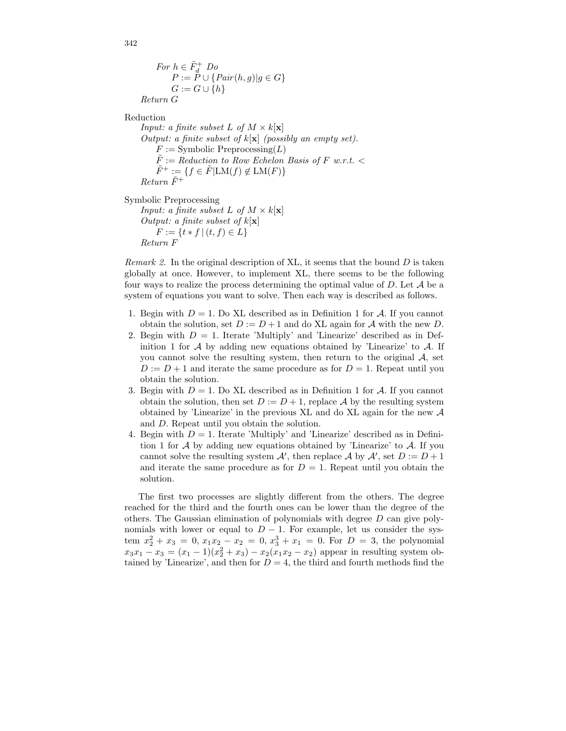*For* $h \in \tilde{F}_d^+$ *Do*
    $P := P \cup \{Pair(h,g) | g \in G\}$
    $G := G \cup \{h\}$
*Return* $G$

Reduction
*Input: a finite subset* $L$ *of* $M \times k[\mathbf{x}]$
*Output: a finite subset of* $k[\mathbf{x}]$ *(possibly an empty set).*
    $F :=$ Symbolic Preprocessing($L$)
    $\tilde{F} :=$ *Reduction to Row Echelon Basis of* $F$ *w.r.t.* $<$
    $\tilde{F}^+ := \{f \in \tilde{F} | \mathrm{LM}(f) \notin \mathrm{LM}(F)\}$
*Return* $\tilde{F}^+$

Symbolic Preprocessing
*Input: a finite subset* $L$ *of* $M \times k[\mathbf{x}]$
*Output: a finite subset of* $k[\mathbf{x}]$
    $F := \{t * f \mid (t, f) \in L\}$
*Return* $F$

*Remark 2.* In the original description of XL, it seems that the bound $D$ is taken globally at once. However, to implement XL, there seems to be the following four ways to realize the process determining the optimal value of $D$. Let $\mathcal{A}$ be a system of equations you want to solve. Then each way is described as follows.

1. Begin with $D = 1$. Do XL described as in Definition 1 for $\mathcal{A}$. If you cannot obtain the solution, set $D := D + 1$ and do XL again for $\mathcal{A}$ with the new $D$.
2. Begin with $D = 1$. Iterate 'Multiply' and 'Linearize' described as in Definition 1 for $\mathcal{A}$ by adding new equations obtained by 'Linearize' to $\mathcal{A}$. If you cannot solve the resulting system, then return to the original $\mathcal{A}$, set $D := D + 1$ and iterate the same procedure as for $D = 1$. Repeat until you obtain the solution.
3. Begin with $D = 1$. Do XL described as in Definition 1 for $\mathcal{A}$. If you cannot obtain the solution, then set $D := D + 1$, replace $\mathcal{A}$ by the resulting system obtained by 'Linearize' in the previous XL and do XL again for the new $\mathcal{A}$ and $D$. Repeat until you obtain the solution.
4. Begin with $D = 1$. Iterate 'Multiply' and 'Linearize' described as in Definition 1 for $\mathcal{A}$ by adding new equations obtained by 'Linearize' to $\mathcal{A}$. If you cannot solve the resulting system $\mathcal{A}'$, then replace $\mathcal{A}$ by $\mathcal{A}'$, set $D := D + 1$ and iterate the same procedure as for $D = 1$. Repeat until you obtain the solution.

The first two processes are slightly different from the others. The degree reached for the third and the fourth ones can be lower than the degree of the others. The Gaussian elimination of polynomials with degree $D$ can give polynomials with lower or equal to $D - 1$. For example, let us consider the system $x_2^2 + x_3 = 0$, $x_1x_2 - x_2 = 0$, $x_3^3 + x_1 = 0$. For $D = 3$, the polynomial $x_3x_1 - x_3 = (x_1 - 1)(x_2^2 + x_3) - x_2(x_1x_2 - x_2)$ appear in resulting system obtained by 'Linearize', and then for $D = 4$, the third and fourth methods find the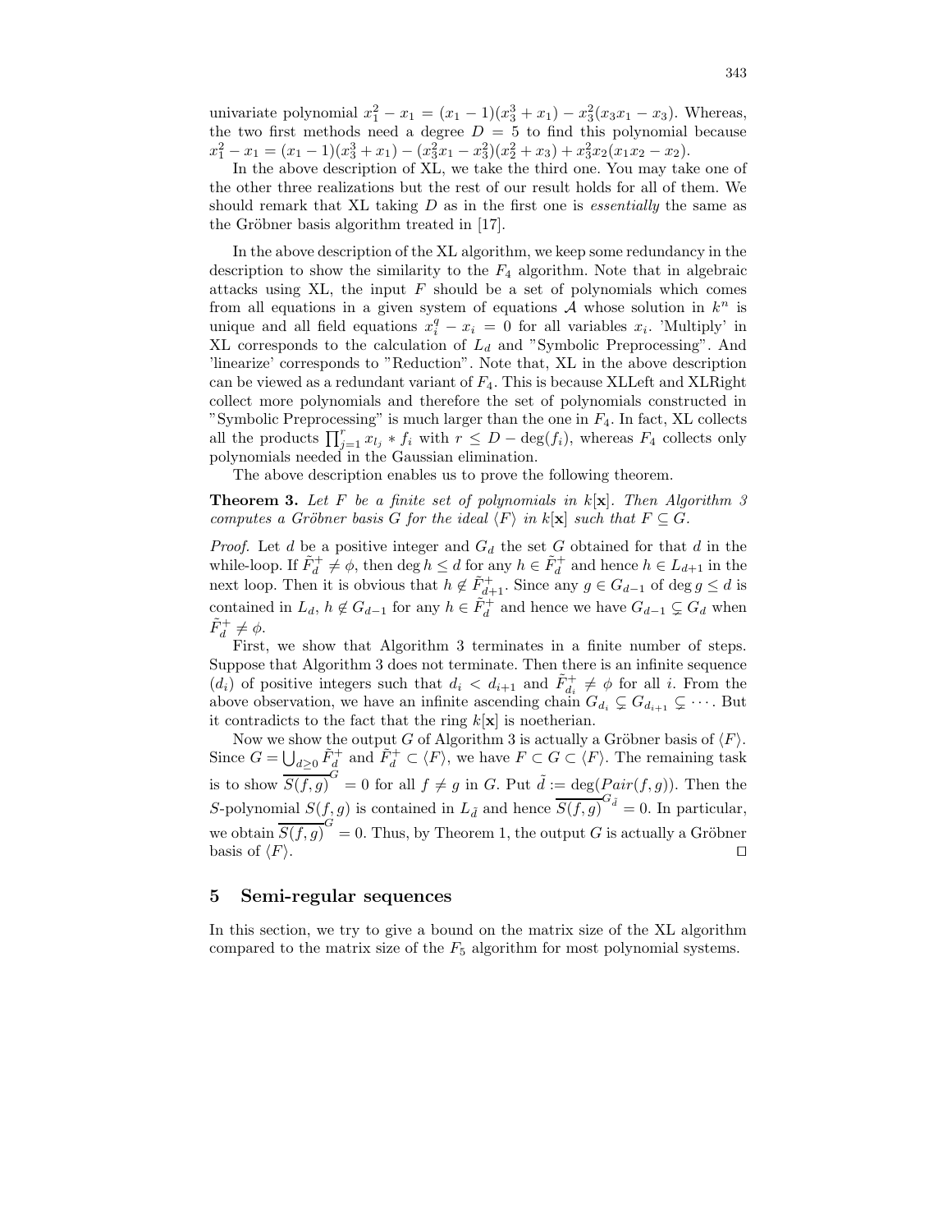univariate polynomial $x_1^2 - x_1 = (x_1 - 1)(x_3^3 + x_1) - x_3^2(x_3 x_1 - x_3)$. Whereas, the two first methods need a degree $D = 5$ to find this polynomial because $x_1^2 - x_1 = (x_1 - 1)(x_3^3 + x_1) - (x_3^2 x_1 - x_3^2)(x_2^2 + x_3) + x_3^2 x_2(x_1 x_2 - x_2)$.

In the above description of XL, we take the third one. You may take one of the other three realizations but the rest of our result holds for all of them. We should remark that XL taking $D$ as in the first one is *essentially* the same as the Gröbner basis algorithm treated in [17].

In the above description of the XL algorithm, we keep some redundancy in the description to show the similarity to the $F_4$ algorithm. Note that in algebraic attacks using XL, the input $F$ should be a set of polynomials which comes from all equations in a given system of equations $\mathcal{A}$ whose solution in $k^n$ is unique and all field equations $x_i^q - x_i = 0$ for all variables $x_i$. 'Multiply' in XL corresponds to the calculation of $L_d$ and "Symbolic Preprocessing". And 'linearize' corresponds to "Reduction". Note that, XL in the above description can be viewed as a redundant variant of $F_4$. This is because XLLeft and XLRight collect more polynomials and therefore the set of polynomials constructed in "Symbolic Preprocessing" is much larger than the one in $F_4$. In fact, XL collects all the products $\prod_{j=1}^{r} x_{l_j} * f_i$ with $r \leq D - \deg(f_i)$, whereas $F_4$ collects only polynomials needed in the Gaussian elimination.

The above description enables us to prove the following theorem.

**Theorem 3.** *Let $F$ be a finite set of polynomials in $k[\mathbf{x}]$. Then Algorithm 3 computes a Gröbner basis $G$ for the ideal $\langle F \rangle$ in $k[\mathbf{x}]$ such that $F \subseteq G$.*

*Proof.* Let $d$ be a positive integer and $G_d$ the set $G$ obtained for that $d$ in the while-loop. If $\tilde{F}_d^+ \neq \phi$, then $\deg h \leq d$ for any $h \in \tilde{F}_d^+$ and hence $h \in L_{d+1}$ in the next loop. Then it is obvious that $h \notin \tilde{F}_{d+1}^+$. Since any $g \in G_{d-1}$ of $\deg g \leq d$ is contained in $L_d$, $h \notin G_{d-1}$ for any $h \in \tilde{F}_d^+$ and hence we have $G_{d-1} \subsetneq G_d$ when $\tilde{F}_d^+ \neq \phi$.

First, we show that Algorithm 3 terminates in a finite number of steps. Suppose that Algorithm 3 does not terminate. Then there is an infinite sequence $(d_i)$ of positive integers such that $d_i < d_{i+1}$ and $\tilde{F}_{d_i}^+ \neq \phi$ for all $i$. From the above observation, we have an infinite ascending chain $G_{d_i} \subsetneq G_{d_{i+1}} \subsetneq \cdots$. But it contradicts to the fact that the ring $k[\mathbf{x}]$ is noetherian.

Now we show the output $G$ of Algorithm 3 is actually a Gröbner basis of $\langle F \rangle$. Since $G = \bigcup_{d \geq 0} \tilde{F}_d^+$ and $\tilde{F}_d^+ \subset \langle F \rangle$, we have $F \subset G \subset \langle F \rangle$. The remaining task is to show $\overline{S(f,g)}^G = 0$ for all $f \neq g$ in $G$. Put $\tilde{d} := \deg(Pair(f,g))$. Then the $S$-polynomial $S(f,g)$ is contained in $L_{\tilde{d}}$ and hence $\overline{S(f,g)}^{G_{\tilde{d}}} = 0$. In particular, we obtain $\overline{S(f,g)}^G = 0$. Thus, by Theorem 1, the output $G$ is actually a Gröbner basis of $\langle F \rangle$. □

## 5 Semi-regular sequences

In this section, we try to give a bound on the matrix size of the XL algorithm compared to the matrix size of the $F_5$ algorithm for most polynomial systems.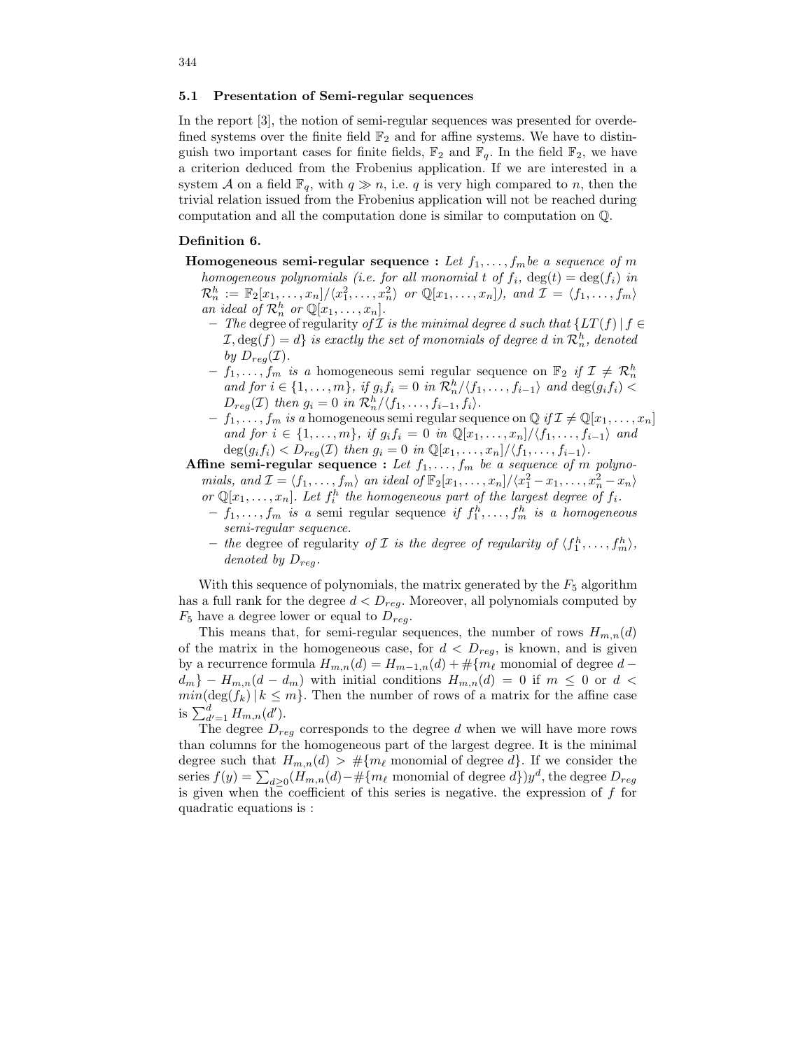### 5.1 Presentation of Semi-regular sequences

In the report [3], the notion of semi-regular sequences was presented for overdefined systems over the finite field $\mathbb{F}_2$ and for affine systems. We have to distinguish two important cases for finite fields, $\mathbb{F}_2$ and $\mathbb{F}_q$. In the field $\mathbb{F}_2$, we have a criterion deduced from the Frobenius application. If we are interested in a system $\mathcal{A}$ on a field $\mathbb{F}_q$, with $q \gg n$, i.e. $q$ is very high compared to $n$, then the trivial relation issued from the Frobenius application will not be reached during computation and all the computation done is similar to computation on $\mathbb{Q}$.

**Definition 6.**

**Homogeneous semi-regular sequence :** *Let $f_1, \ldots, f_m$ be a sequence of $m$ homogeneous polynomials (i.e. for all monomial $t$ of $f_i$, $\deg(t) = \deg(f_i)$ in $\mathcal{R}_n^h := \mathbb{F}_2[x_1, \ldots, x_n]/\langle x_1^2, \ldots, x_n^2\rangle$ or $\mathbb{Q}[x_1, \ldots, x_n]$), and $\mathcal{I} = \langle f_1, \ldots, f_m\rangle$ an ideal of $\mathcal{R}_n^h$ or $\mathbb{Q}[x_1, \ldots, x_n]$.*

- *The* degree of regularity *of $\mathcal{I}$ is the minimal degree $d$ such that $\{LT(f) \mid f \in \mathcal{I}, \deg(f) = d\}$ is exactly the set of monomials of degree $d$ in $\mathcal{R}_n^h$, denoted by $D_{reg}(\mathcal{I})$.*
- *$f_1, \ldots, f_m$ is a* homogeneous semi regular sequence on $\mathbb{F}_2$ *if $\mathcal{I} \neq \mathcal{R}_n^h$ and for $i \in \{1, \ldots, m\}$, if $g_i f_i = 0$ in $\mathcal{R}_n^h/\langle f_1, \ldots, f_{i-1}\rangle$ and $\deg(g_i f_i) < D_{reg}(\mathcal{I})$ then $g_i = 0$ in $\mathcal{R}_n^h/\langle f_1, \ldots, f_{i-1}, f_i\rangle$.*
- *$f_1, \ldots, f_m$ is a* homogeneous semi regular sequence on $\mathbb{Q}$ *if $\mathcal{I} \neq \mathbb{Q}[x_1, \ldots, x_n]$ and for $i \in \{1, \ldots, m\}$, if $g_i f_i = 0$ in $\mathbb{Q}[x_1, \ldots, x_n]/\langle f_1, \ldots, f_{i-1}\rangle$ and $\deg(g_i f_i) < D_{reg}(\mathcal{I})$ then $g_i = 0$ in $\mathbb{Q}[x_1, \ldots, x_n]/\langle f_1, \ldots, f_{i-1}\rangle$.*

**Affine semi-regular sequence :** *Let $f_1, \ldots, f_m$ be a sequence of $m$ polynomials, and $\mathcal{I} = \langle f_1, \ldots, f_m\rangle$ an ideal of $\mathbb{F}_2[x_1, \ldots, x_n]/\langle x_1^2 - x_1, \ldots, x_n^2 - x_n\rangle$ or $\mathbb{Q}[x_1, \ldots, x_n]$. Let $f_i^h$ the homogeneous part of the largest degree of $f_i$.*

- *$f_1, \ldots, f_m$ is a* semi regular sequence *if $f_1^h, \ldots, f_m^h$ is a homogeneous semi-regular sequence.*
- *the* degree of regularity *of $\mathcal{I}$ is the degree of regularity of $\langle f_1^h, \ldots, f_m^h\rangle$, denoted by $D_{reg}$.*

With this sequence of polynomials, the matrix generated by the $F_5$ algorithm has a full rank for the degree $d < D_{reg}$. Moreover, all polynomials computed by $F_5$ have a degree lower or equal to $D_{reg}$.

This means that, for semi-regular sequences, the number of rows $H_{m,n}(d)$ of the matrix in the homogeneous case, for $d < D_{reg}$, is known, and is given by a recurrence formula $H_{m,n}(d) = H_{m-1,n}(d) + \#\{m_\ell \text{ monomial of degree } d - d_m\} - H_{m,n}(d - d_m)$ with initial conditions $H_{m,n}(d) = 0$ if $m \leq 0$ or $d < min(\deg(f_k) \mid k \leq m\}$. Then the number of rows of a matrix for the affine case is $\sum_{d'=1}^{d} H_{m,n}(d')$.

The degree $D_{reg}$ corresponds to the degree $d$ when we will have more rows than columns for the homogeneous part of the largest degree. It is the minimal degree such that $H_{m,n}(d) > \#\{m_\ell \text{ monomial of degree } d\}$. If we consider the series $f(y) = \sum_{d \geq 0}(H_{m,n}(d) - \#\{m_\ell \text{ monomial of degree } d\})y^d$, the degree $D_{reg}$ is given when the coefficient of this series is negative. the expression of $f$ for quadratic equations is :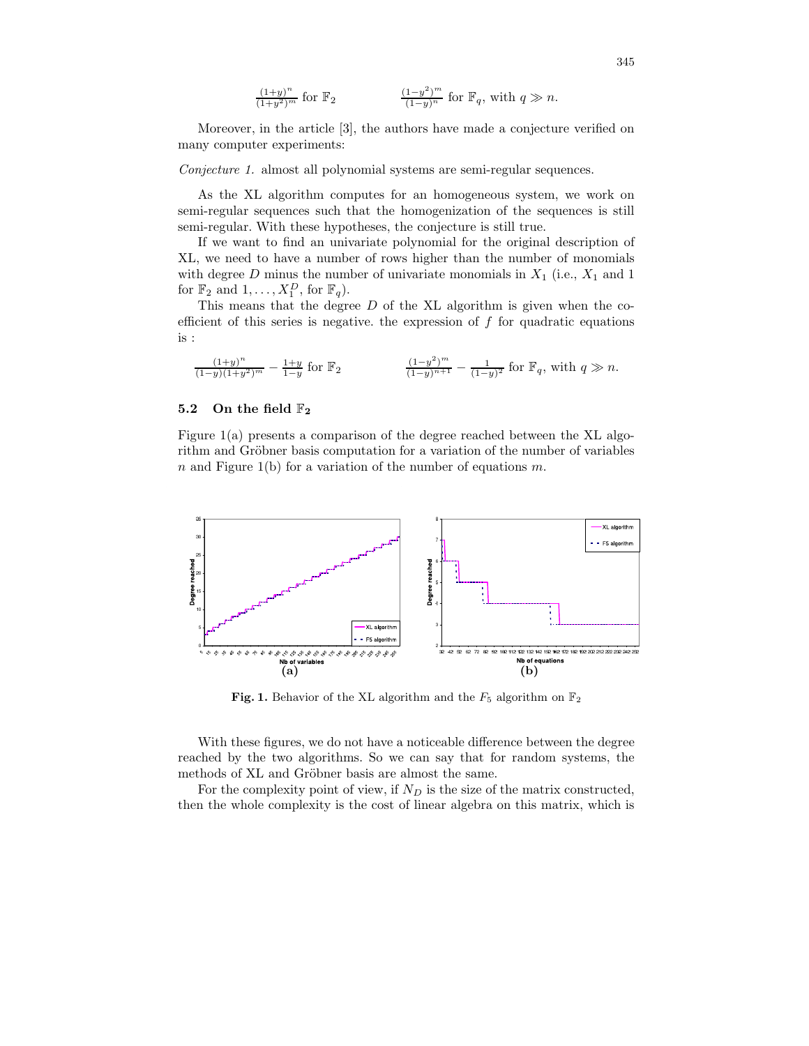$$\frac{(1+y)^n}{(1+y^2)^m} \text{ for } \mathbb{F}_2 \qquad \frac{(1-y^2)^m}{(1-y)^n} \text{ for } \mathbb{F}_q, \text{ with } q \gg n.$$

Moreover, in the article [3], the authors have made a conjecture verified on many computer experiments:

*Conjecture 1.* almost all polynomial systems are semi-regular sequences.

As the XL algorithm computes for an homogeneous system, we work on semi-regular sequences such that the homogenization of the sequences is still semi-regular. With these hypotheses, the conjecture is still true.

If we want to find an univariate polynomial for the original description of XL, we need to have a number of rows higher than the number of monomials with degree $D$ minus the number of univariate monomials in $X_1$ (i.e., $X_1$ and 1 for $\mathbb{F}_2$ and $1, \dots, X_1^D$, for $\mathbb{F}_q$).

This means that the degree $D$ of the XL algorithm is given when the coefficient of this series is negative. the expression of $f$ for quadratic equations is :

$$\frac{(1+y)^n}{(1-y)(1+y^2)^m} - \frac{1+y}{1-y} \text{ for } \mathbb{F}_2 \qquad \frac{(1-y^2)^m}{(1-y)^{n+1}} - \frac{1}{(1-y)^2} \text{ for } \mathbb{F}_q, \text{ with } q \gg n.$$

### 5.2 On the field $\mathbb{F}_2$

Figure 1(a) presents a comparison of the degree reached between the XL algorithm and Gröbner basis computation for a variation of the number of variables $n$ and Figure 1(b) for a variation of the number of equations $m$.

**Fig. 1.** Behavior of the XL algorithm and the $F_5$ algorithm on $\mathbb{F}_2$

With these figures, we do not have a noticeable difference between the degree reached by the two algorithms. So we can say that for random systems, the methods of XL and Gröbner basis are almost the same.

For the complexity point of view, if $N_D$ is the size of the matrix constructed, then the whole complexity is the cost of linear algebra on this matrix, which is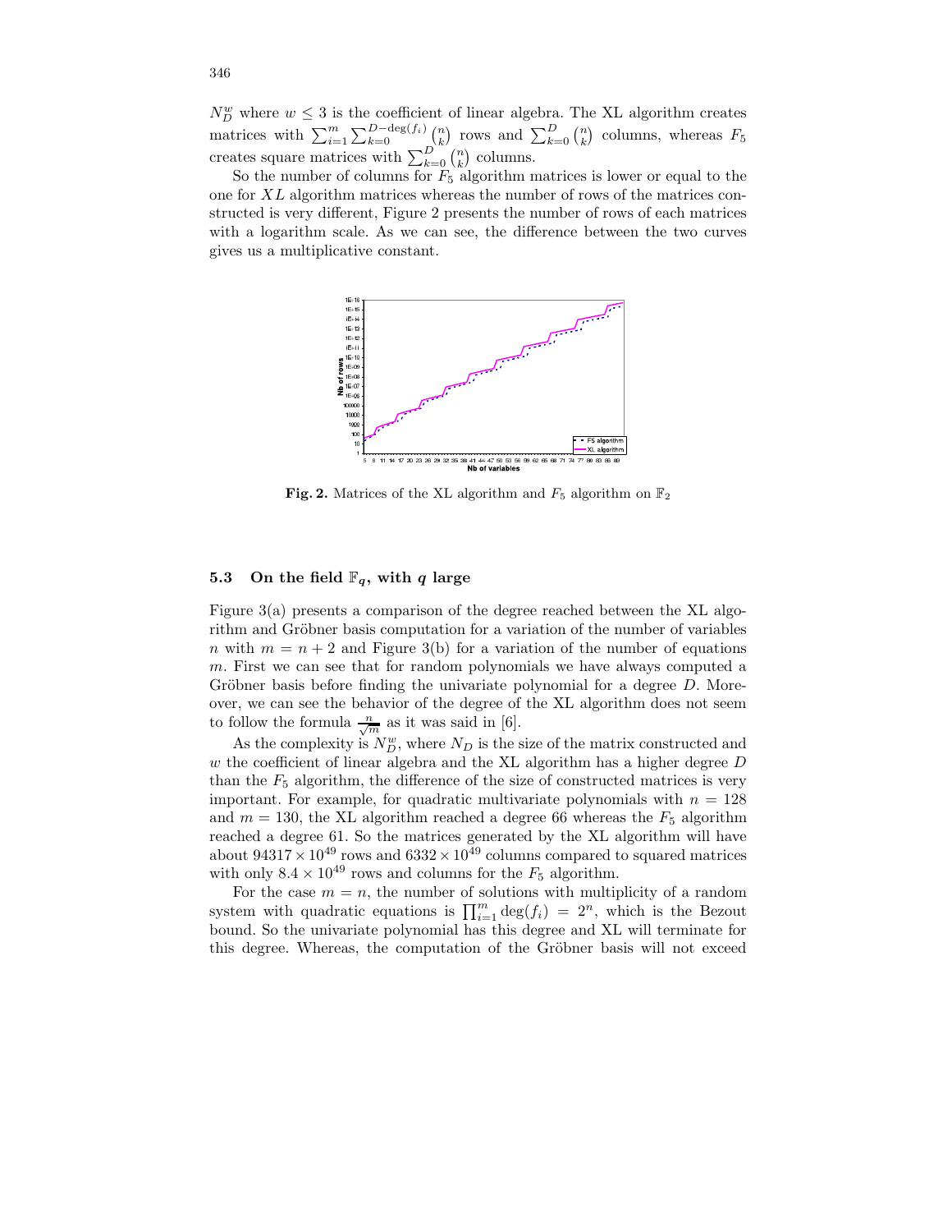$N_D^w$ where $w \leq 3$ is the coefficient of linear algebra. The XL algorithm creates matrices with $\sum_{i=1}^{m} \sum_{k=0}^{D-\deg(f_i)} \binom{n}{k}$ rows and $\sum_{k=0}^{D} \binom{n}{k}$ columns, whereas $F_5$ creates square matrices with $\sum_{k=0}^{D} \binom{n}{k}$ columns.

So the number of columns for $F_5$ algorithm matrices is lower or equal to the one for $XL$ algorithm matrices whereas the number of rows of the matrices constructed is very different, Figure 2 presents the number of rows of each matrices with a logarithm scale. As we can see, the difference between the two curves gives us a multiplicative constant.

**Fig. 2.** Matrices of the XL algorithm and $F_5$ algorithm on $\mathbb{F}_2$

### 5.3 On the field $\mathbb{F}_q$, with $q$ large

Figure 3(a) presents a comparison of the degree reached between the XL algorithm and Gröbner basis computation for a variation of the number of variables $n$ with $m = n + 2$ and Figure 3(b) for a variation of the number of equations $m$. First we can see that for random polynomials we have always computed a Gröbner basis before finding the univariate polynomial for a degree $D$. Moreover, we can see the behavior of the degree of the XL algorithm does not seem to follow the formula $\frac{n}{\sqrt{m}}$ as it was said in [6].

As the complexity is $N_D^w$, where $N_D$ is the size of the matrix constructed and $w$ the coefficient of linear algebra and the XL algorithm has a higher degree $D$ than the $F_5$ algorithm, the difference of the size of constructed matrices is very important. For example, for quadratic multivariate polynomials with $n = 128$ and $m = 130$, the XL algorithm reached a degree 66 whereas the $F_5$ algorithm reached a degree 61. So the matrices generated by the XL algorithm will have about $94317 \times 10^{49}$ rows and $6332 \times 10^{49}$ columns compared to squared matrices with only $8.4 \times 10^{49}$ rows and columns for the $F_5$ algorithm.

For the case $m = n$, the number of solutions with multiplicity of a random system with quadratic equations is $\prod_{i=1}^{m} \deg(f_i) = 2^n$, which is the Bezout bound. So the univariate polynomial has this degree and XL will terminate for this degree. Whereas, the computation of the Gröbner basis will not exceed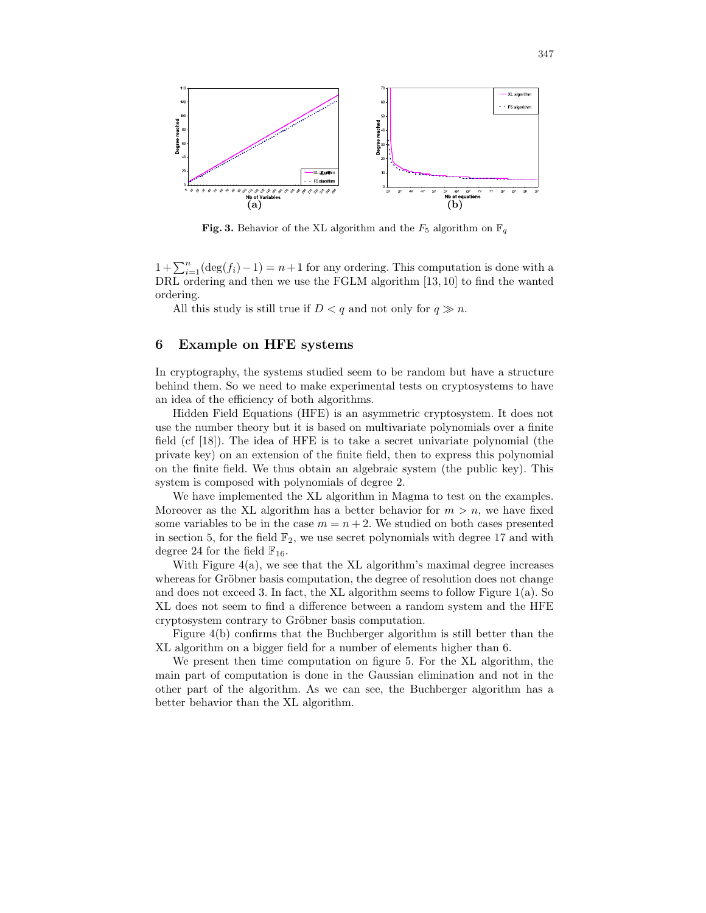**Fig. 3.** Behavior of the XL algorithm and the $F_5$ algorithm on $\mathbb{F}_q$

$1+\sum_{i=1}^{n}(\deg(f_i)-1) = n+1$ for any ordering. This computation is done with a DRL ordering and then we use the FGLM algorithm [13, 10] to find the wanted ordering.

All this study is still true if $D < q$ and not only for $q \gg n$.

## 6 Example on HFE systems

In cryptography, the systems studied seem to be random but have a structure behind them. So we need to make experimental tests on cryptosystems to have an idea of the efficiency of both algorithms.

Hidden Field Equations (HFE) is an asymmetric cryptosystem. It does not use the number theory but it is based on multivariate polynomials over a finite field (cf [18]). The idea of HFE is to take a secret univariate polynomial (the private key) on an extension of the finite field, then to express this polynomial on the finite field. We thus obtain an algebraic system (the public key). This system is composed with polynomials of degree 2.

We have implemented the XL algorithm in Magma to test on the examples. Moreover as the XL algorithm has a better behavior for $m > n$, we have fixed some variables to be in the case $m = n + 2$. We studied on both cases presented in section 5, for the field $\mathbb{F}_2$, we use secret polynomials with degree 17 and with degree 24 for the field $\mathbb{F}_{16}$.

With Figure 4(a), we see that the XL algorithm's maximal degree increases whereas for Gröbner basis computation, the degree of resolution does not change and does not exceed 3. In fact, the XL algorithm seems to follow Figure 1(a). So XL does not seem to find a difference between a random system and the HFE cryptosystem contrary to Gröbner basis computation.

Figure 4(b) confirms that the Buchberger algorithm is still better than the XL algorithm on a bigger field for a number of elements higher than 6.

We present then time computation on figure 5. For the XL algorithm, the main part of computation is done in the Gaussian elimination and not in the other part of the algorithm. As we can see, the Buchberger algorithm has a better behavior than the XL algorithm.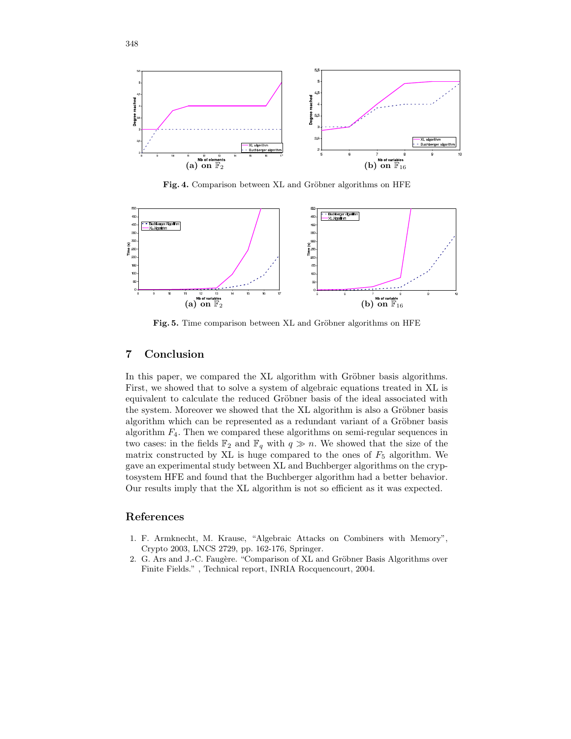**(a) on $\mathbb{F}_2$** **(b) on $\mathbb{F}_{16}$**

**Fig. 4.** Comparison between XL and Gröbner algorithms on HFE

**(a) on $\mathbb{F}_2$** **(b) on $\mathbb{F}_{16}$**

**Fig. 5.** Time comparison between XL and Gröbner algorithms on HFE

## 7 Conclusion

In this paper, we compared the XL algorithm with Gröbner basis algorithms. First, we showed that to solve a system of algebraic equations treated in XL is equivalent to calculate the reduced Gröbner basis of the ideal associated with the system. Moreover we showed that the XL algorithm is also a Gröbner basis algorithm which can be represented as a redundant variant of a Gröbner basis algorithm $F_4$. Then we compared these algorithms on semi-regular sequences in two cases: in the fields $\mathbb{F}_2$ and $\mathbb{F}_q$ with $q \gg n$. We showed that the size of the matrix constructed by XL is huge compared to the ones of $F_5$ algorithm. We gave an experimental study between XL and Buchberger algorithms on the cryptosystem HFE and found that the Buchberger algorithm had a better behavior. Our results imply that the XL algorithm is not so efficient as it was expected.

## References

1. F. Armknecht, M. Krause, "Algebraic Attacks on Combiners with Memory", Crypto 2003, LNCS 2729, pp. 162-176, Springer.
2. G. Ars and J.-C. Faugère. "Comparison of XL and Gröbner Basis Algorithms over Finite Fields." , Technical report, INRIA Rocquencourt, 2004.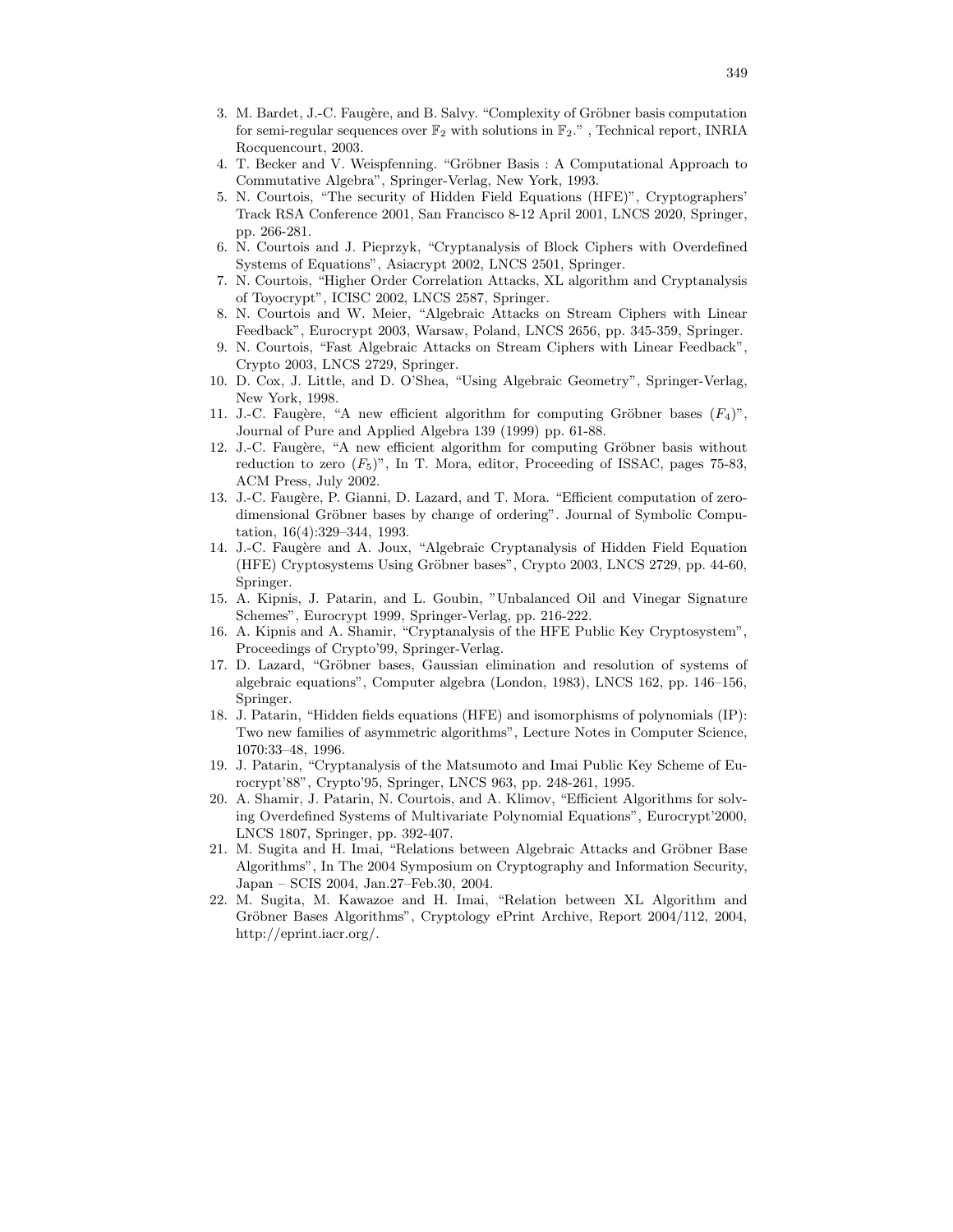3. M. Bardet, J.-C. Faugère, and B. Salvy. "Complexity of Gröbner basis computation for semi-regular sequences over $\mathbb{F}_2$ with solutions in $\mathbb{F}_2$." , Technical report, INRIA Rocquencourt, 2003.
4. T. Becker and V. Weispfenning. "Gröbner Basis : A Computational Approach to Commutative Algebra", Springer-Verlag, New York, 1993.
5. N. Courtois, "The security of Hidden Field Equations (HFE)", Cryptographers' Track RSA Conference 2001, San Francisco 8-12 April 2001, LNCS 2020, Springer, pp. 266-281.
6. N. Courtois and J. Pieprzyk, "Cryptanalysis of Block Ciphers with Overdefined Systems of Equations", Asiacrypt 2002, LNCS 2501, Springer.
7. N. Courtois, "Higher Order Correlation Attacks, XL algorithm and Cryptanalysis of Toyocrypt", ICISC 2002, LNCS 2587, Springer.
8. N. Courtois and W. Meier, "Algebraic Attacks on Stream Ciphers with Linear Feedback", Eurocrypt 2003, Warsaw, Poland, LNCS 2656, pp. 345-359, Springer.
9. N. Courtois, "Fast Algebraic Attacks on Stream Ciphers with Linear Feedback", Crypto 2003, LNCS 2729, Springer.
10. D. Cox, J. Little, and D. O'Shea, "Using Algebraic Geometry", Springer-Verlag, New York, 1998.
11. J.-C. Faugère, "A new efficient algorithm for computing Gröbner bases ($F_4$)", Journal of Pure and Applied Algebra 139 (1999) pp. 61-88.
12. J.-C. Faugère, "A new efficient algorithm for computing Gröbner basis without reduction to zero ($F_5$)", In T. Mora, editor, Proceeding of ISSAC, pages 75-83, ACM Press, July 2002.
13. J.-C. Faugère, P. Gianni, D. Lazard, and T. Mora. "Efficient computation of zero-dimensional Gröbner bases by change of ordering". Journal of Symbolic Computation, 16(4):329–344, 1993.
14. J.-C. Faugère and A. Joux, "Algebraic Cryptanalysis of Hidden Field Equation (HFE) Cryptosystems Using Gröbner bases", Crypto 2003, LNCS 2729, pp. 44-60, Springer.
15. A. Kipnis, J. Patarin, and L. Goubin, "Unbalanced Oil and Vinegar Signature Schemes", Eurocrypt 1999, Springer-Verlag, pp. 216-222.
16. A. Kipnis and A. Shamir, "Cryptanalysis of the HFE Public Key Cryptosystem", Proceedings of Crypto'99, Springer-Verlag.
17. D. Lazard, "Gröbner bases, Gaussian elimination and resolution of systems of algebraic equations", Computer algebra (London, 1983), LNCS 162, pp. 146–156, Springer.
18. J. Patarin, "Hidden fields equations (HFE) and isomorphisms of polynomials (IP): Two new families of asymmetric algorithms", Lecture Notes in Computer Science, 1070:33–48, 1996.
19. J. Patarin, "Cryptanalysis of the Matsumoto and Imai Public Key Scheme of Eurocrypt'88", Crypto'95, Springer, LNCS 963, pp. 248-261, 1995.
20. A. Shamir, J. Patarin, N. Courtois, and A. Klimov, "Efficient Algorithms for solving Overdefined Systems of Multivariate Polynomial Equations", Eurocrypt'2000, LNCS 1807, Springer, pp. 392-407.
21. M. Sugita and H. Imai, "Relations between Algebraic Attacks and Gröbner Base Algorithms", In The 2004 Symposium on Cryptography and Information Security, Japan – SCIS 2004, Jan.27–Feb.30, 2004.
22. M. Sugita, M. Kawazoe and H. Imai, "Relation between XL Algorithm and Gröbner Bases Algorithms", Cryptology ePrint Archive, Report 2004/112, 2004, http://eprint.iacr.org/.